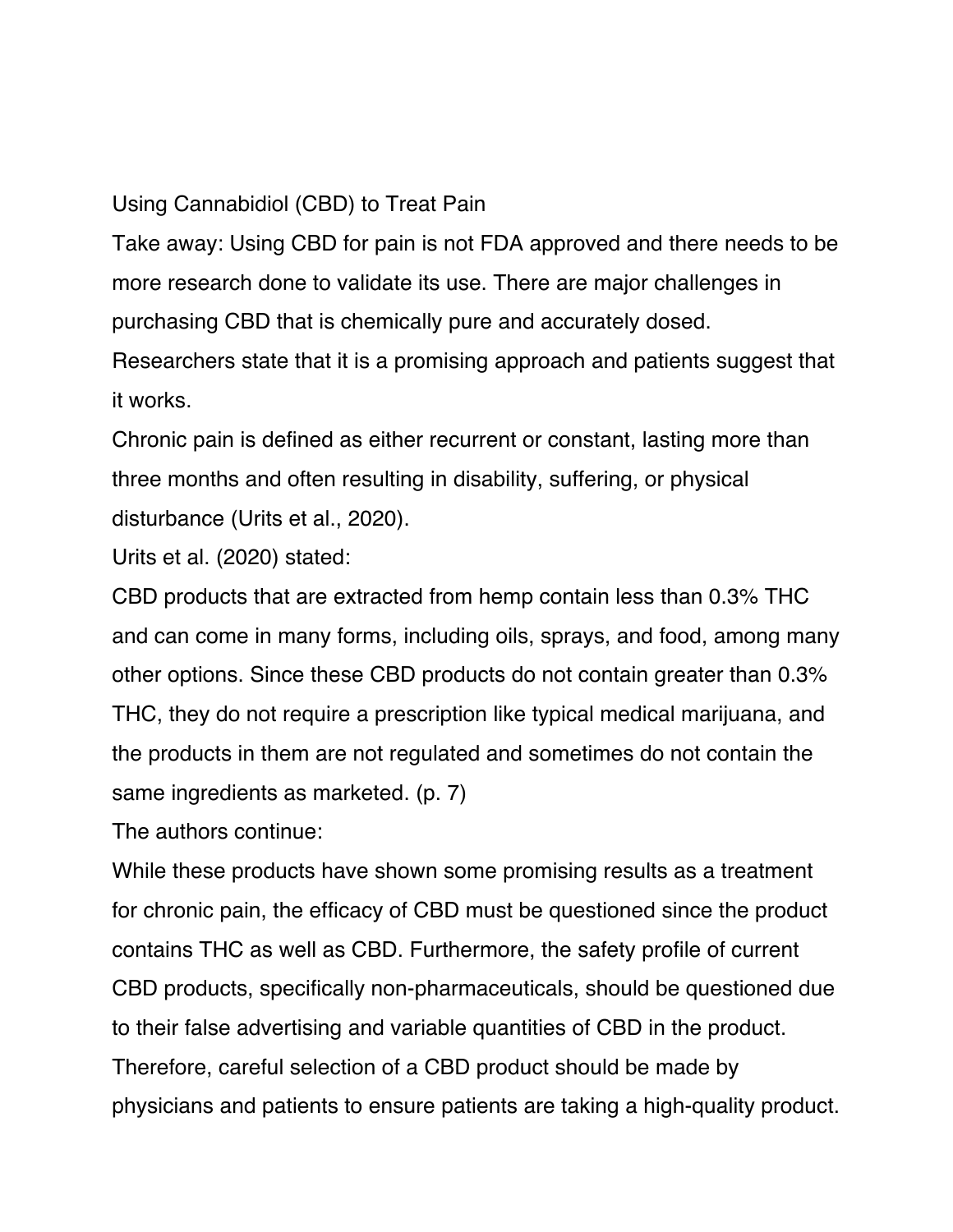# Using Cannabidiol (CBD) to Treat Pain

Take away: Using CBD for pain is not FDA approved and there needs to be more research done to validate its use. There are major challenges in purchasing CBD that is chemically pure and accurately dosed. Researchers state that it is a promising approach and patients suggest that it works.

Chronic pain is defined as either recurrent or constant, lasting more than three months and often resulting in disability, suffering, or physical disturbance (Urits et al., 2020).

Urits et al. (2020) stated:

CBD products that are extracted from hemp contain less than 0.3% THC and can come in many forms, including oils, sprays, and food, among many other options. Since these CBD products do not contain greater than 0.3% THC, they do not require a prescription like typical medical marijuana, and the products in them are not regulated and sometimes do not contain the same ingredients as marketed. (p. 7)

The authors continue:

While these products have shown some promising results as a treatment for chronic pain, the efficacy of CBD must be questioned since the product contains THC as well as CBD. Furthermore, the safety profile of current CBD products, specifically non-pharmaceuticals, should be questioned due to their false advertising and variable quantities of CBD in the product. Therefore, careful selection of a CBD product should be made by physicians and patients to ensure patients are taking a high-quality product.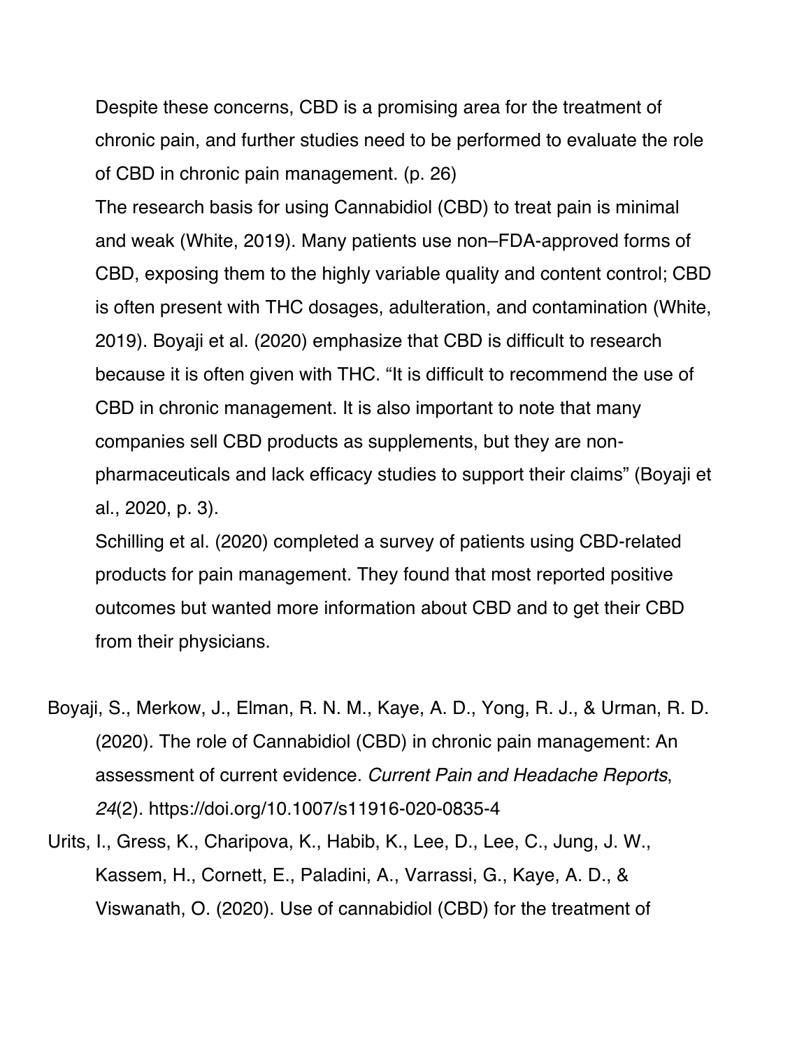Despite these concerns, CBD is a promising area for the treatment of chronic pain, and further studies need to be performed to evaluate the role of CBD in chronic pain management. (p. 26)

The research basis for using Cannabidiol (CBD) to treat pain is minimal and weak (White, 2019). Many patients use non–FDA-approved forms of CBD, exposing them to the highly variable quality and content control; CBD is often present with THC dosages, adulteration, and contamination (White, 2019). Boyaji et al. (2020) emphasize that CBD is difficult to research because it is often given with THC. "It is difficult to recommend the use of CBD in chronic management. It is also important to note that many companies sell CBD products as supplements, but they are non-pharmaceuticals and lack efficacy studies to support their claims" (Boyaji et al., 2020, p. 3).

Schilling et al. (2020) completed a survey of patients using CBD-related products for pain management. They found that most reported positive outcomes but wanted more information about CBD and to get their CBD from their physicians.

Boyaji, S., Merkow, J., Elman, R. N. M., Kaye, A. D., Yong, R. J., & Urman, R. D. (2020). The role of Cannabidiol (CBD) in chronic pain management: An assessment of current evidence. *Current Pain and Headache Reports*, *24*(2). https://doi.org/10.1007/s11916-020-0835-4

Urits, I., Gress, K., Charipova, K., Habib, K., Lee, D., Lee, C., Jung, J. W., Kassem, H., Cornett, E., Paladini, A., Varrassi, G., Kaye, A. D., & Viswanath, O. (2020). Use of cannabidiol (CBD) for the treatment of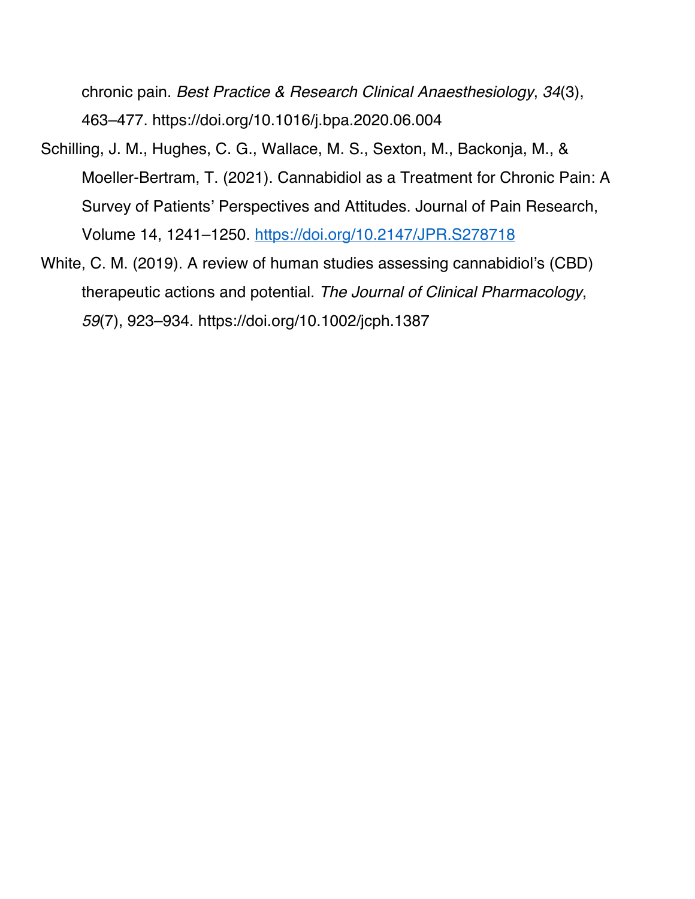chronic pain. *Best Practice & Research Clinical Anaesthesiology*, *34*(3), 463–477. https://doi.org/10.1016/j.bpa.2020.06.004

Schilling, J. M., Hughes, C. G., Wallace, M. S., Sexton, M., Backonja, M., & Moeller-Bertram, T. (2021). Cannabidiol as a Treatment for Chronic Pain: A Survey of Patients' Perspectives and Attitudes. Journal of Pain Research, Volume 14, 1241–1250. https://doi.org/10.2147/JPR.S278718

White, C. M. (2019). A review of human studies assessing cannabidiol's (CBD) therapeutic actions and potential. *The Journal of Clinical Pharmacology*, *59*(7), 923–934. https://doi.org/10.1002/jcph.1387